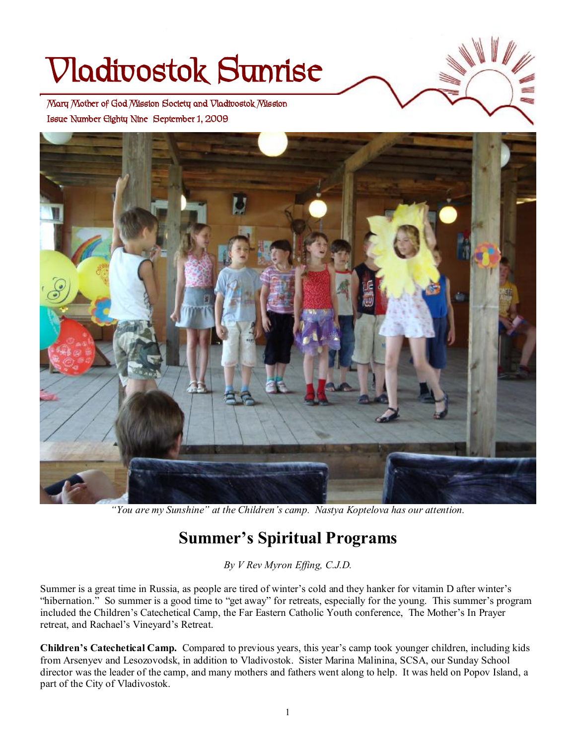# Vladivostok Sunrise

Mary Mother of God Mission Society and Vladivostok Mission

Issue Number Eighty Nine September 1, 2009

*"You are my Sunshine" at the Children's camp. Nastya Koptelova has our attention.*

## Summer's Spiritual Programs

*By V Rev Myron Effing, C.J.D.*

Summer is a great time in Russia, as people are tired of winter's cold and they hanker for vitamin D after winter's "hibernation." So summer is a good time to "get away" for retreats, especially for the young. This summer's program included the Children's Catechetical Camp, the Far Eastern Catholic Youth conference, The Mother's In Prayer retreat, and Rachael's Vineyard's Retreat.

**Children's Catechetical Camp.** Compared to previous years, this year's camp took younger children, including kids from Arsenyev and Lesozovodsk, in addition to Vladivostok. Sister Marina Malinina, SCSA, our Sunday School director was the leader of the camp, and many mothers and fathers went along to help. It was held on Popov Island, a part of the City of Vladivostok.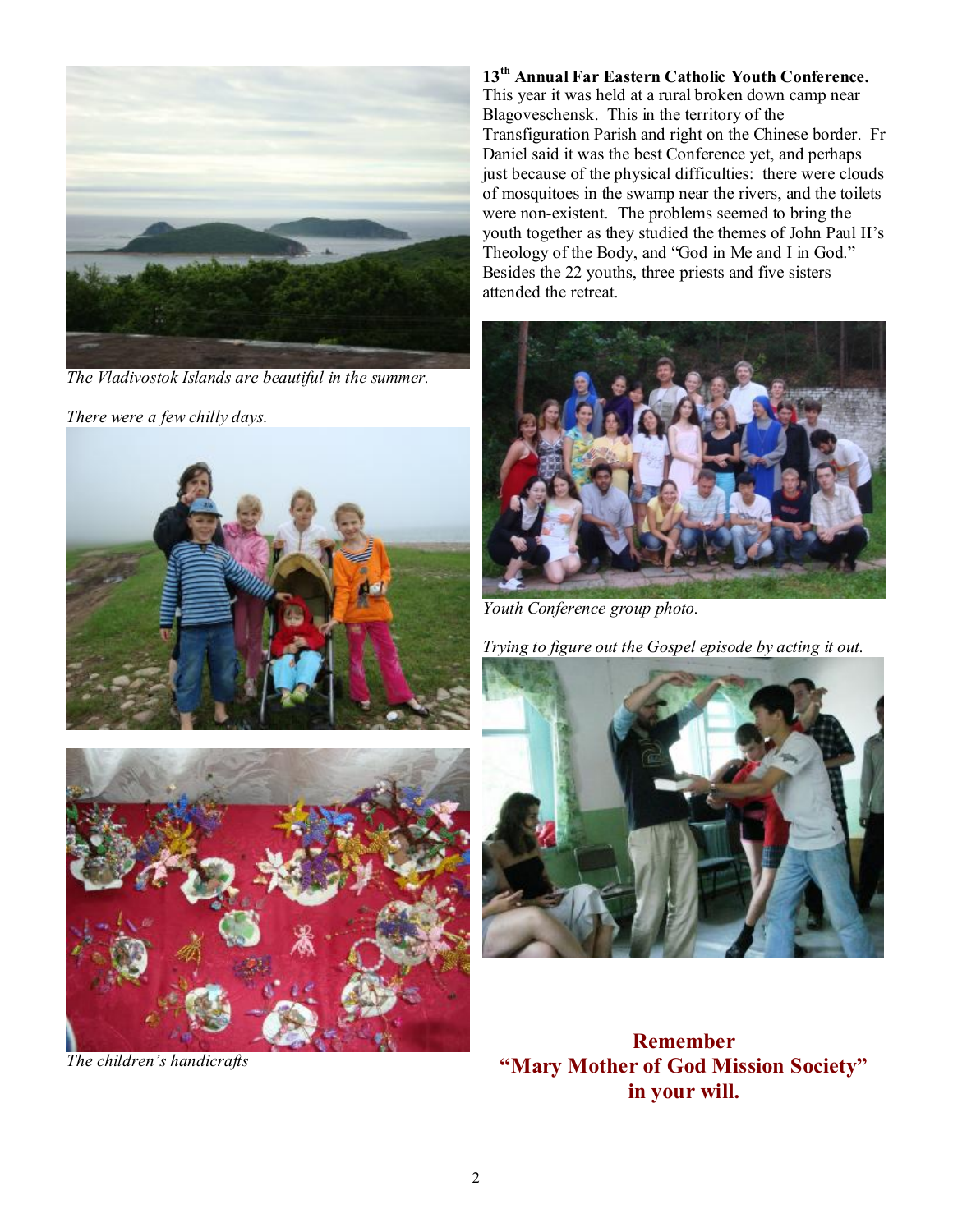*The Vladivostok Islands are beautiful in the summer.*

*There were a few chilly days.*

*The children's handicrafts*

**13th Annual Far Eastern Catholic Youth Conference.** This year it was held at a rural broken down camp near Blagoveschensk. This in the territory of the Transfiguration Parish and right on the Chinese border. Fr Daniel said it was the best Conference yet, and perhaps just because of the physical difficulties: there were clouds of mosquitoes in the swamp near the rivers, and the toilets were non-existent. The problems seemed to bring the youth together as they studied the themes of John Paul II's Theology of the Body, and "God in Me and I in God." Besides the 22 youths, three priests and five sisters attended the retreat.

*Youth Conference group photo.*

*Trying to figure out the Gospel episode by acting it out.*

**Remember**
**"Mary Mother of God Mission Society"**
**in your will.**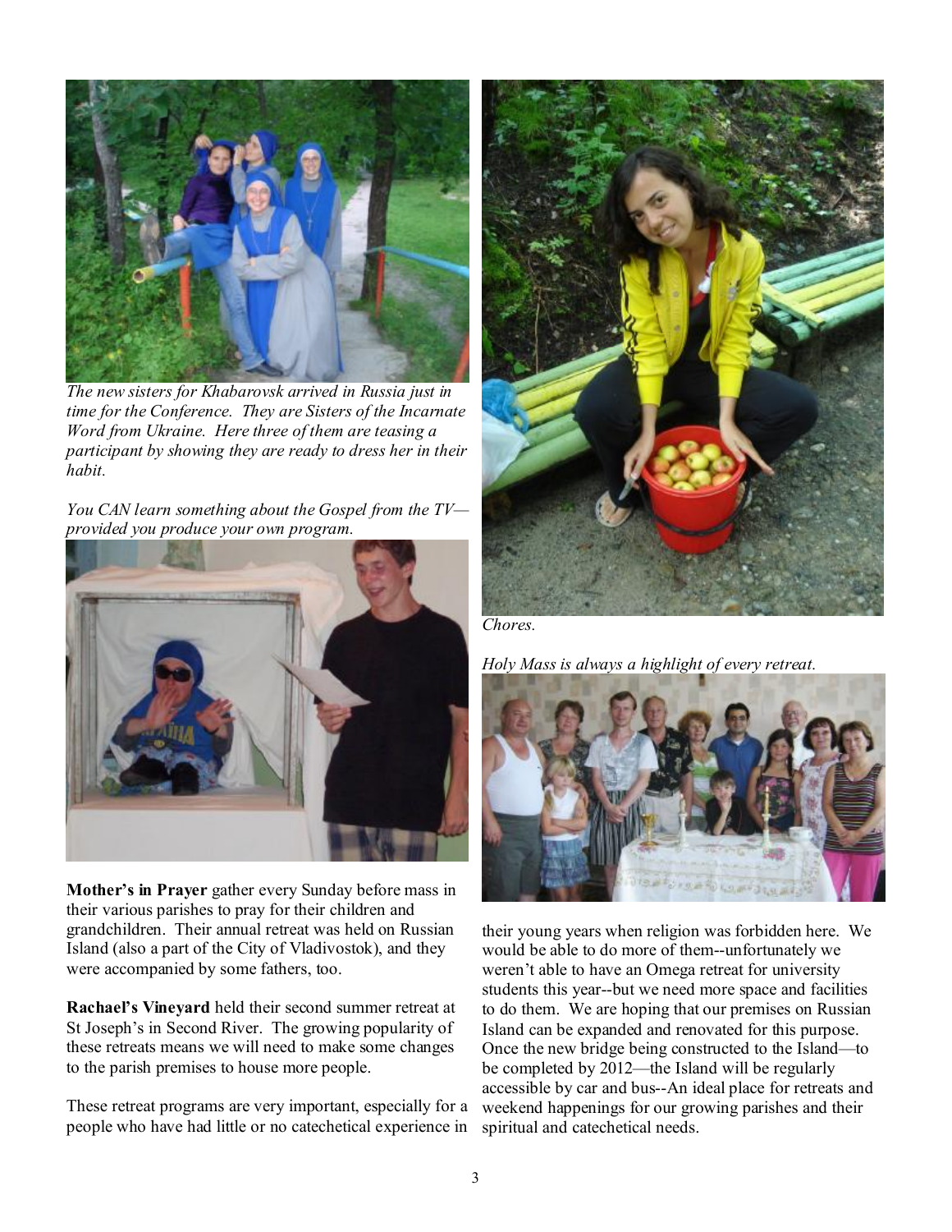*The new sisters for Khabarovsk arrived in Russia just in time for the Conference. They are Sisters of the Incarnate Word from Ukraine. Here three of them are teasing a participant by showing they are ready to dress her in their habit.*

*You CAN learn something about the Gospel from the TV—provided you produce your own program.*

*Chores.*

*Holy Mass is always a highlight of every retreat.*

**Mother's in Prayer** gather every Sunday before mass in their various parishes to pray for their children and grandchildren. Their annual retreat was held on Russian Island (also a part of the City of Vladivostok), and they were accompanied by some fathers, too.

**Rachael's Vineyard** held their second summer retreat at St Joseph's in Second River. The growing popularity of these retreats means we will need to make some changes to the parish premises to house more people.

These retreat programs are very important, especially for a people who have had little or no catechetical experience in their young years when religion was forbidden here. We would be able to do more of them--unfortunately we weren't able to have an Omega retreat for university students this year--but we need more space and facilities to do them. We are hoping that our premises on Russian Island can be expanded and renovated for this purpose. Once the new bridge being constructed to the Island—to be completed by 2012—the Island will be regularly accessible by car and bus--An ideal place for retreats and weekend happenings for our growing parishes and their spiritual and catechetical needs.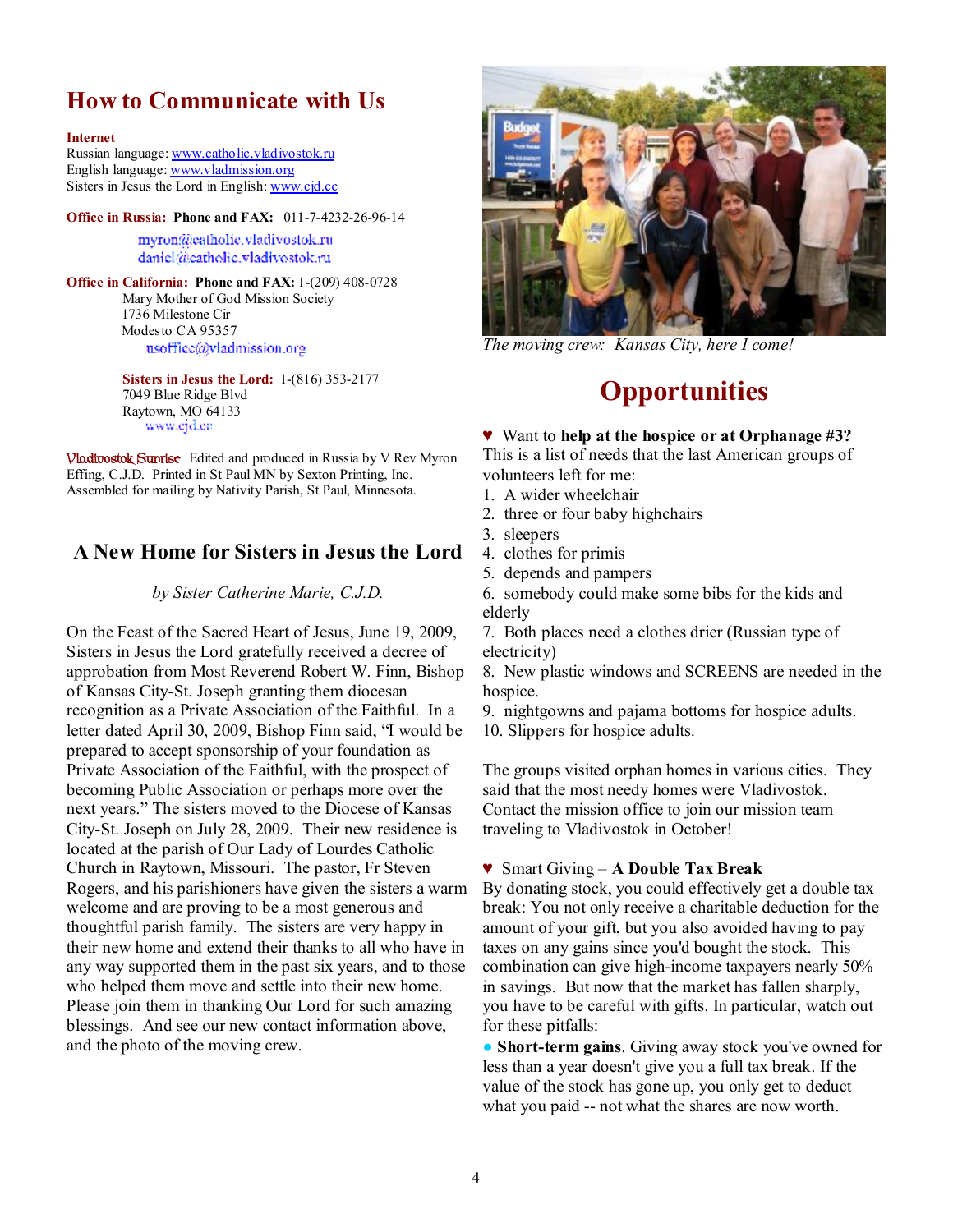## How to Communicate with Us

**Internet**
Russian language: www.catholic.vladivostok.ru
English language: www.vladmission.org
Sisters in Jesus the Lord in English: www.cjd.cc

**Office in Russia: Phone and FAX:** 011-7-4232-26-96-14

myron@catholic.vladivostok.ru
daniel@catholic.vladivostok.ru

**Office in California: Phone and FAX:** 1-(209) 408-0728
Mary Mother of God Mission Society
1736 Milestone Cir
Modesto CA 95357
usoffice@vladmission.org

**Sisters in Jesus the Lord:** 1-(816) 353-2177
7049 Blue Ridge Blvd
Raytown, MO 64133
www.cjd.cc

Vladivostok Sunrise Edited and produced in Russia by V Rev Myron Effing, C.J.D. Printed in St Paul MN by Sexton Printing, Inc. Assembled for mailing by Nativity Parish, St Paul, Minnesota.

## A New Home for Sisters in Jesus the Lord

*by Sister Catherine Marie, C.J.D.*

On the Feast of the Sacred Heart of Jesus, June 19, 2009, Sisters in Jesus the Lord gratefully received a decree of approbation from Most Reverend Robert W. Finn, Bishop of Kansas City-St. Joseph granting them diocesan recognition as a Private Association of the Faithful. In a letter dated April 30, 2009, Bishop Finn said, "I would be prepared to accept sponsorship of your foundation as Private Association of the Faithful, with the prospect of becoming Public Association or perhaps more over the next years." The sisters moved to the Diocese of Kansas City-St. Joseph on July 28, 2009. Their new residence is located at the parish of Our Lady of Lourdes Catholic Church in Raytown, Missouri. The pastor, Fr Steven Rogers, and his parishioners have given the sisters a warm welcome and are proving to be a most generous and thoughtful parish family. The sisters are very happy in their new home and extend their thanks to all who have in any way supported them in the past six years, and to those who helped them move and settle into their new home. Please join them in thanking Our Lord for such amazing blessings. And see our new contact information above, and the photo of the moving crew.

*The moving crew: Kansas City, here I come!*

# Opportunities

♥ Want to **help at the hospice or at Orphanage #3?** This is a list of needs that the last American groups of volunteers left for me:

1. A wider wheelchair
2. three or four baby highchairs
3. sleepers
4. clothes for primis
5. depends and pampers
6. somebody could make some bibs for the kids and elderly
7. Both places need a clothes drier (Russian type of electricity)
8. New plastic windows and SCREENS are needed in the hospice.
9. nightgowns and pajama bottoms for hospice adults.
10. Slippers for hospice adults.

The groups visited orphan homes in various cities. They said that the most needy homes were Vladivostok. Contact the mission office to join our mission team traveling to Vladivostok in October!

♥ Smart Giving – **A Double Tax Break**
By donating stock, you could effectively get a double tax break: You not only receive a charitable deduction for the amount of your gift, but you also avoided having to pay taxes on any gains since you'd bought the stock. This combination can give high-income taxpayers nearly 50% in savings. But now that the market has fallen sharply, you have to be careful with gifts. In particular, watch out for these pitfalls:

● **Short-term gains**. Giving away stock you've owned for less than a year doesn't give you a full tax break. If the value of the stock has gone up, you only get to deduct what you paid -- not what the shares are now worth.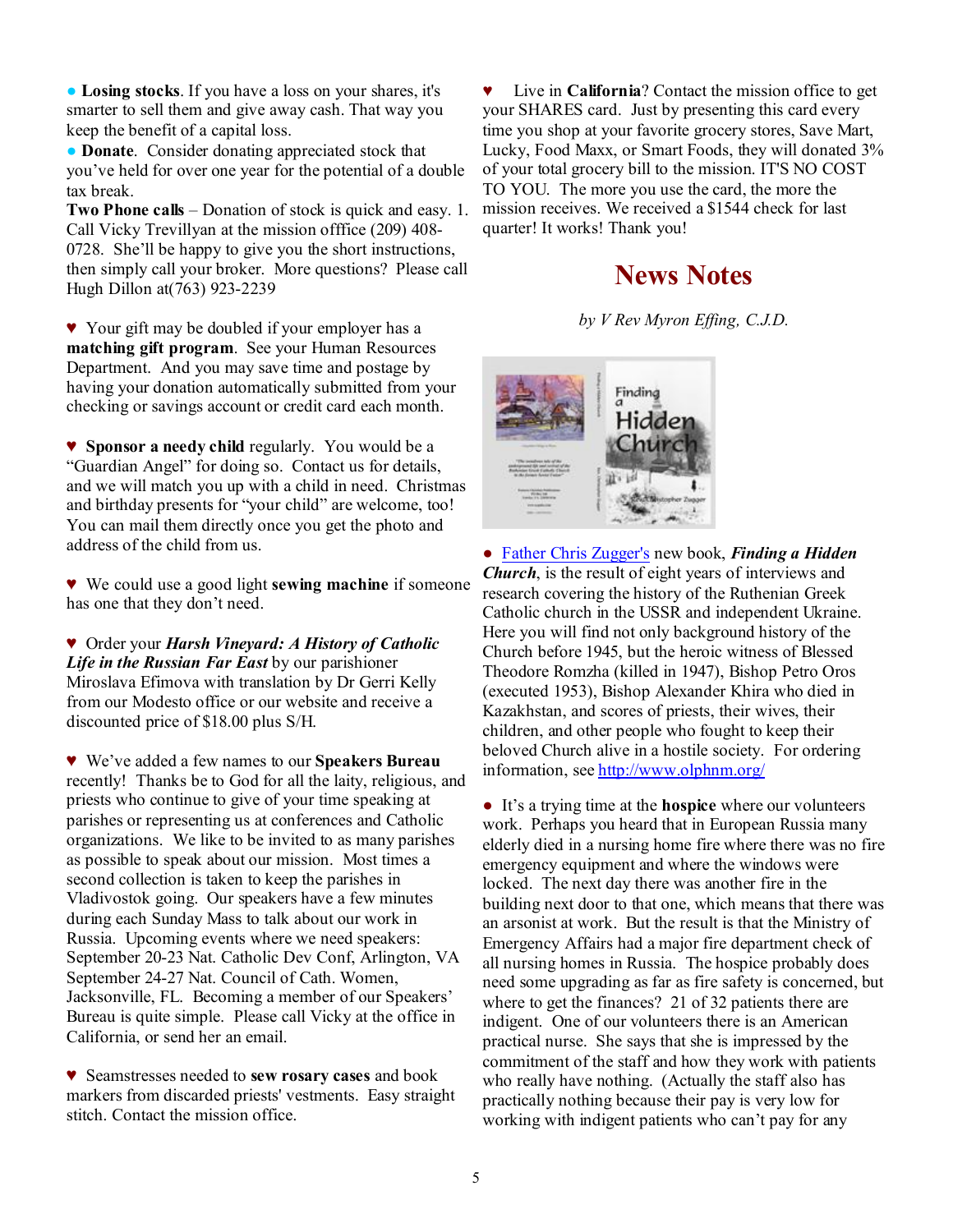● **Losing stocks**. If you have a loss on your shares, it's smarter to sell them and give away cash. That way you keep the benefit of a capital loss.

● **Donate**. Consider donating appreciated stock that you've held for over one year for the potential of a double tax break.

**Two Phone calls** – Donation of stock is quick and easy. 1. Call Vicky Trevillyan at the mission offfice (209) 408-0728. She'll be happy to give you the short instructions, then simply call your broker. More questions? Please call Hugh Dillon at(763) 923-2239

♥ Your gift may be doubled if your employer has a **matching gift program**. See your Human Resources Department. And you may save time and postage by having your donation automatically submitted from your checking or savings account or credit card each month.

♥ **Sponsor a needy child** regularly. You would be a "Guardian Angel" for doing so. Contact us for details, and we will match you up with a child in need. Christmas and birthday presents for "your child" are welcome, too! You can mail them directly once you get the photo and address of the child from us.

♥ We could use a good light **sewing machine** if someone has one that they don't need.

♥ Order your ***Harsh Vineyard: A History of Catholic Life in the Russian Far East*** by our parishioner Miroslava Efimova with translation by Dr Gerri Kelly from our Modesto office or our website and receive a discounted price of $18.00 plus S/H.

♥ We've added a few names to our **Speakers Bureau** recently! Thanks be to God for all the laity, religious, and priests who continue to give of your time speaking at parishes or representing us at conferences and Catholic organizations. We like to be invited to as many parishes as possible to speak about our mission. Most times a second collection is taken to keep the parishes in Vladivostok going. Our speakers have a few minutes during each Sunday Mass to talk about our work in Russia. Upcoming events where we need speakers: September 20-23 Nat. Catholic Dev Conf, Arlington, VA September 24-27 Nat. Council of Cath. Women, Jacksonville, FL. Becoming a member of our Speakers' Bureau is quite simple. Please call Vicky at the office in California, or send her an email.

♥ Seamstresses needed to **sew rosary cases** and book markers from discarded priests' vestments. Easy straight stitch. Contact the mission office.

♥ Live in **California**? Contact the mission office to get your SHARES card. Just by presenting this card every time you shop at your favorite grocery stores, Save Mart, Lucky, Food Maxx, or Smart Foods, they will donated 3% of your total grocery bill to the mission. IT'S NO COST TO YOU. The more you use the card, the more the mission receives. We received a $1544 check for last quarter! It works! Thank you!

# News Notes

*by V Rev Myron Effing, C.J.D.*

● Father Chris Zugger's new book, ***Finding a Hidden Church***, is the result of eight years of interviews and research covering the history of the Ruthenian Greek Catholic church in the USSR and independent Ukraine. Here you will find not only background history of the Church before 1945, but the heroic witness of Blessed Theodore Romzha (killed in 1947), Bishop Petro Oros (executed 1953), Bishop Alexander Khira who died in Kazakhstan, and scores of priests, their wives, their children, and other people who fought to keep their beloved Church alive in a hostile society. For ordering information, see http://www.olphnm.org/

● It's a trying time at the **hospice** where our volunteers work. Perhaps you heard that in European Russia many elderly died in a nursing home fire where there was no fire emergency equipment and where the windows were locked. The next day there was another fire in the building next door to that one, which means that there was an arsonist at work. But the result is that the Ministry of Emergency Affairs had a major fire department check of all nursing homes in Russia. The hospice probably does need some upgrading as far as fire safety is concerned, but where to get the finances? 21 of 32 patients there are indigent. One of our volunteers there is an American practical nurse. She says that she is impressed by the commitment of the staff and how they work with patients who really have nothing. (Actually the staff also has practically nothing because their pay is very low for working with indigent patients who can't pay for any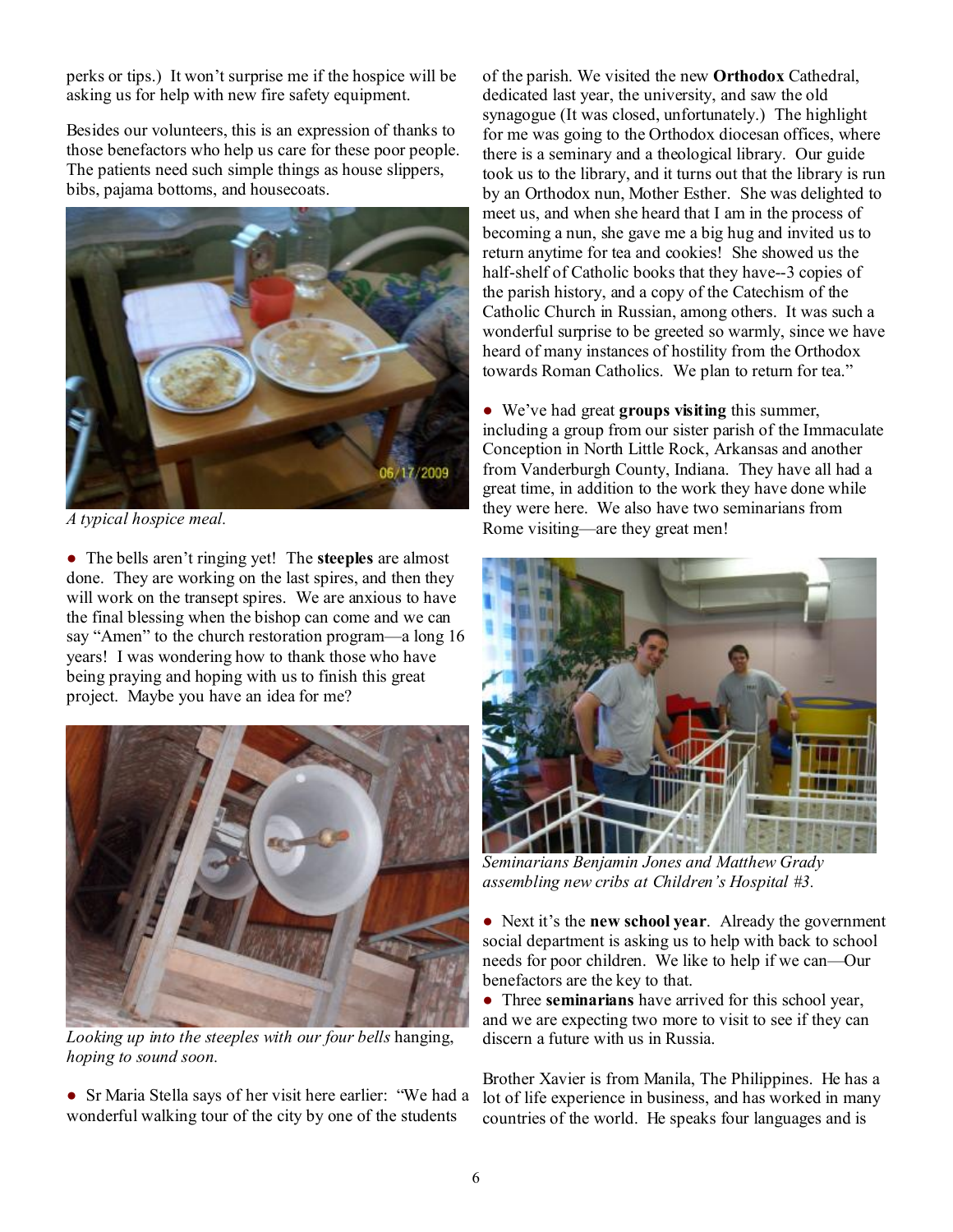perks or tips.) It won't surprise me if the hospice will be asking us for help with new fire safety equipment.

Besides our volunteers, this is an expression of thanks to those benefactors who help us care for these poor people. The patients need such simple things as house slippers, bibs, pajama bottoms, and housecoats.

*A typical hospice meal.*

● The bells aren't ringing yet! The **steeples** are almost done. They are working on the last spires, and then they will work on the transept spires. We are anxious to have the final blessing when the bishop can come and we can say "Amen" to the church restoration program—a long 16 years! I was wondering how to thank those who have being praying and hoping with us to finish this great project. Maybe you have an idea for me?

*Looking up into the steeples with our four bells* hanging, *hoping to sound soon.*

● Sr Maria Stella says of her visit here earlier: "We had a wonderful walking tour of the city by one of the students of the parish. We visited the new **Orthodox** Cathedral, dedicated last year, the university, and saw the old synagogue (It was closed, unfortunately.) The highlight for me was going to the Orthodox diocesan offices, where there is a seminary and a theological library. Our guide took us to the library, and it turns out that the library is run by an Orthodox nun, Mother Esther. She was delighted to meet us, and when she heard that I am in the process of becoming a nun, she gave me a big hug and invited us to return anytime for tea and cookies! She showed us the half-shelf of Catholic books that they have--3 copies of the parish history, and a copy of the Catechism of the Catholic Church in Russian, among others. It was such a wonderful surprise to be greeted so warmly, since we have heard of many instances of hostility from the Orthodox towards Roman Catholics. We plan to return for tea."

● We've had great **groups visiting** this summer, including a group from our sister parish of the Immaculate Conception in North Little Rock, Arkansas and another from Vanderburgh County, Indiana. They have all had a great time, in addition to the work they have done while they were here. We also have two seminarians from Rome visiting—are they great men!

*Seminarians Benjamin Jones and Matthew Grady assembling new cribs at Children's Hospital #3.*

● Next it's the **new school year**. Already the government social department is asking us to help with back to school needs for poor children. We like to help if we can—Our benefactors are the key to that.

● Three **seminarians** have arrived for this school year, and we are expecting two more to visit to see if they can discern a future with us in Russia.

Brother Xavier is from Manila, The Philippines. He has a lot of life experience in business, and has worked in many countries of the world. He speaks four languages and is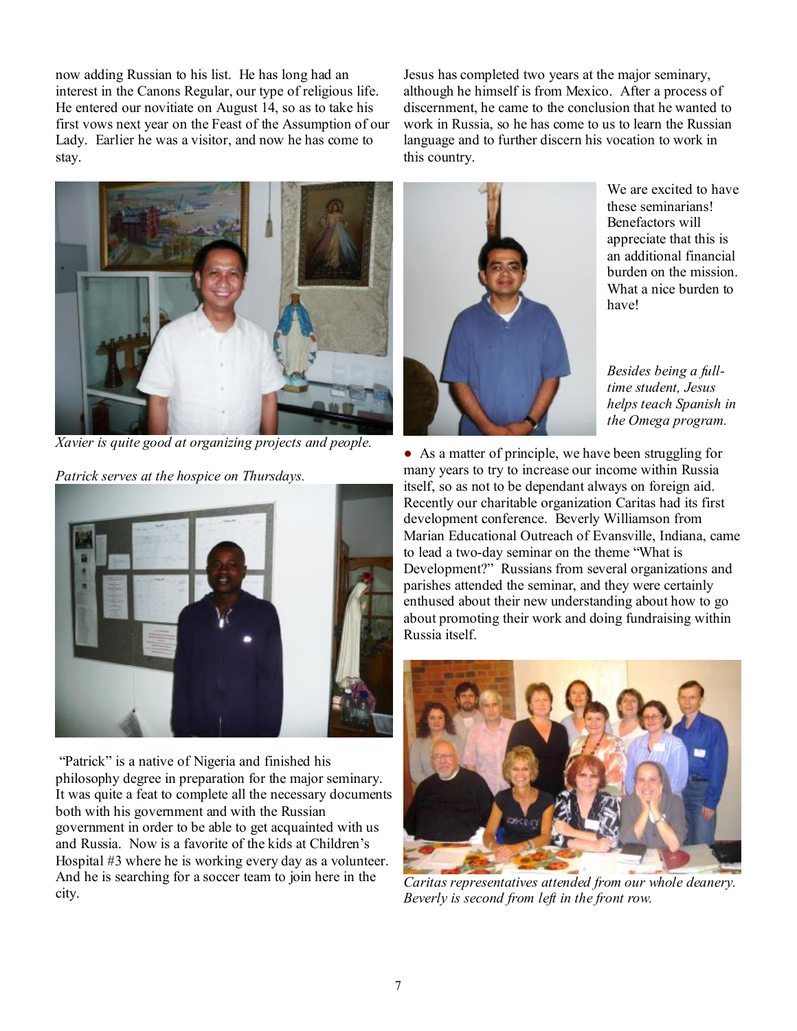now adding Russian to his list. He has long had an interest in the Canons Regular, our type of religious life. He entered our novitiate on August 14, so as to take his first vows next year on the Feast of the Assumption of our Lady. Earlier he was a visitor, and now he has come to stay.

*Xavier is quite good at organizing projects and people.*

*Patrick serves at the hospice on Thursdays.*

"Patrick" is a native of Nigeria and finished his philosophy degree in preparation for the major seminary. It was quite a feat to complete all the necessary documents both with his government and with the Russian government in order to be able to get acquainted with us and Russia. Now is a favorite of the kids at Children's Hospital #3 where he is working every day as a volunteer. And he is searching for a soccer team to join here in the city.

Jesus has completed two years at the major seminary, although he himself is from Mexico. After a process of discernment, he came to the conclusion that he wanted to work in Russia, so he has come to us to learn the Russian language and to further discern his vocation to work in this country.

We are excited to have these seminarians! Benefactors will appreciate that this is an additional financial burden on the mission. What a nice burden to have!

*Besides being a full-time student, Jesus helps teach Spanish in the Omega program.*

● As a matter of principle, we have been struggling for many years to try to increase our income within Russia itself, so as not to be dependant always on foreign aid. Recently our charitable organization Caritas had its first development conference. Beverly Williamson from Marian Educational Outreach of Evansville, Indiana, came to lead a two-day seminar on the theme "What is Development?" Russians from several organizations and parishes attended the seminar, and they were certainly enthused about their new understanding about how to go about promoting their work and doing fundraising within Russia itself.

*Caritas representatives attended from our whole deanery. Beverly is second from left in the front row.*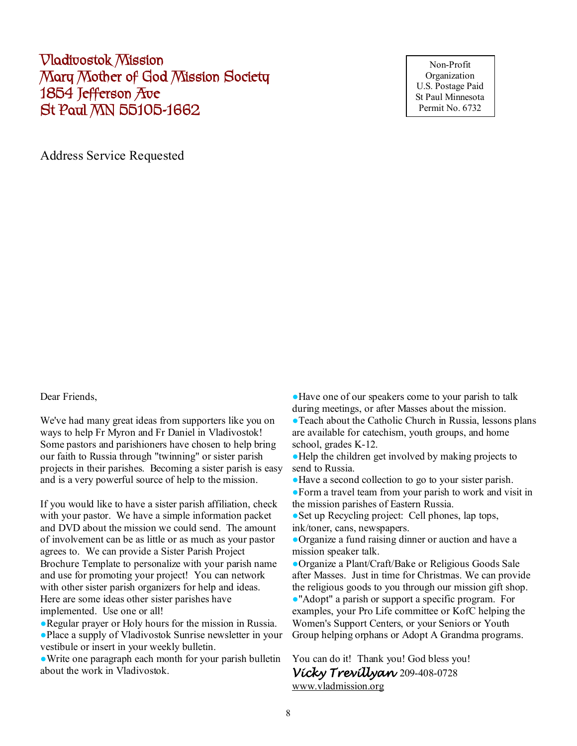Vladivostok Mission
Mary Mother of God Mission Society
1854 Jefferson Ave
St Paul MN 55105-1662

Non-Profit Organization
U.S. Postage Paid
St Paul Minnesota
Permit No. 6732

Address Service Requested

Dear Friends,

We've had many great ideas from supporters like you on ways to help Fr Myron and Fr Daniel in Vladivostok! Some pastors and parishioners have chosen to help bring our faith to Russia through "twinning" or sister parish projects in their parishes. Becoming a sister parish is easy and is a very powerful source of help to the mission.

If you would like to have a sister parish affiliation, check with your pastor. We have a simple information packet and DVD about the mission we could send. The amount of involvement can be as little or as much as your pastor agrees to. We can provide a Sister Parish Project Brochure Template to personalize with your parish name and use for promoting your project! You can network with other sister parish organizers for help and ideas. Here are some ideas other sister parishes have implemented. Use one or all!

- Regular prayer or Holy hours for the mission in Russia.
- Place a supply of Vladivostok Sunrise newsletter in your vestibule or insert in your weekly bulletin.
- Write one paragraph each month for your parish bulletin about the work in Vladivostok.
- Have one of our speakers come to your parish to talk during meetings, or after Masses about the mission.
- Teach about the Catholic Church in Russia, lessons plans are available for catechism, youth groups, and home school, grades K-12.
- Help the children get involved by making projects to send to Russia.
- Have a second collection to go to your sister parish.
- Form a travel team from your parish to work and visit in the mission parishes of Eastern Russia.
- Set up Recycling project: Cell phones, lap tops, ink/toner, cans, newspapers.
- Organize a fund raising dinner or auction and have a mission speaker talk.
- Organize a Plant/Craft/Bake or Religious Goods Sale after Masses. Just in time for Christmas. We can provide the religious goods to you through our mission gift shop.
- "Adopt" a parish or support a specific program. For examples, your Pro Life committee or KofC helping the Women's Support Centers, or your Seniors or Youth Group helping orphans or Adopt A Grandma programs.

You can do it! Thank you! God bless you!

*Vicky Trevillyan* 209-408-0728
www.vladmission.org